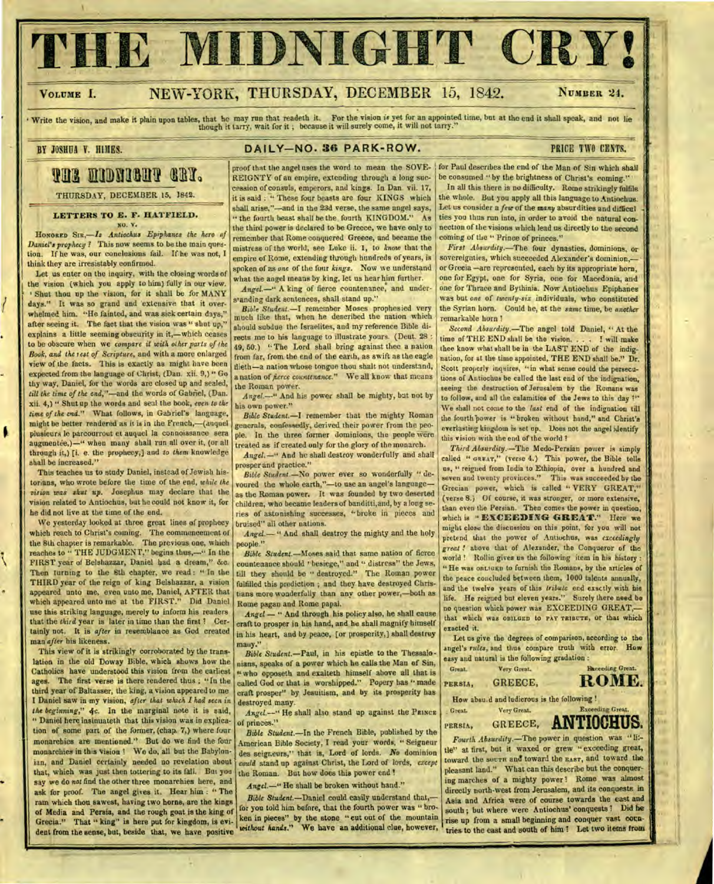# THE MIDNIGHT CRY!

VOLUME I. NEW-YORK, THURSDAY, DECEMBER 15, 1842. NUMBER 24.

"Write the vision, and make it plain upon tables, that he may run that readeth it. For the vision *is* yet for an appointed time, but at the end it shall speak, and not lie though it tarry, wait for it; because it will surely come, it will not tarry."

BY JOSHUA V. HIMES. DAILY—NO. 36 PARK-ROW. PRICE TWO CENTS.

## THE MIDNIGHT CRY.

THURSDAY, DECEMBER 15, 1842.

### LETTERS TO E. F. HATFIELD.

NO. V.

HONORED SIR,—*Is Antiochus Epiphanes the hero of Daniel's prophecy?* This now seems to be the main question. If he was, our conclusions fail. If he was not, I think they are irresistably confirmed.

Let us enter on the inquiry, with the closing words of the vision (which you apply to him) fully in our view. "Shut thou up the vision, for it shall be for MANY days." It was so grand and extensive that it overwhelmed him. "He fainted, and was sick certain days," after seeing it. The fact that the vision was "shut up," explains a little seeming obscurity in it,—which ceases to be obscure when we *compare it with other parts of the Book, and the rest of Scripture*, and with a more enlarged view of the facts. This is exactly as might have been expected from the language of Christ, (Dan. xii. 9,) "Go thy way, Daniel, for the words are closed up and sealed, *till the time of the end*,"—and the words of Gabriel, (Dan. xii. 4,) "Shut up the words and seal the book, *even to the time of the end.*" What follows, in Gabriel's language, might be better rendered as it is in the French,—(auquel plusieurs le parcourrout et auquel la connoissance sera augmentée,)—"when many shall run all over it, (or all through it,) [i. e. the prophecy,] and *to them* knowledge shall be increased."

This teaches us to study Daniel, instead of Jewish historians, who wrote before the time of the end, *while the vision was shut up.* Josephus may declare that the vision related to Antiochus, but he could not know it, for he did not live at the time of the end.

We yesterday looked at three great lines of prophecy which reach to Christ's coming. The commencement of the 8th chapter is remarkable. The previous one, which reaches to "THE JUDGMENT," begins thus,—"In the FIRST year of Belshazzar, Daniel had a dream," &c. Then turning to the 8th chapter, we read: "In the THIRD year of the reign of king Belshazzar, a vision appeared unto me, even unto me, Daniel, AFTER that which appeared unto me at the FIRST." Did Daniel use this striking language, merely to inform his readers that the *third* year is later in time than the first? Certainly not. It is *after* in resemblance as God created man *after* his likeness.

This view of it is strikingly corroborated by the translation in the old Doway Bible, which shows how the Catholics have understood this vision from the earliest ages. The first verse is there rendered thus; "In the third year of Baltasser, the king, a vision appeared to me I Daniel saw in my vision, *after that which I had seen in the beginning*," *&c.* In the marginal note it is said, "Daniel here insinuateth that this vision was in explication of some part of the former, (chap. 7,) where four monarchies are mentioned." But do we find the four monarchies in this vision? We do, all but the Babylonian, and Daniel certainly needed no revelation about that, which was just then tottering to its fall. But you say we do *not* find the other three monarchies here, and ask for proof. The angel gives it. Hear him: "The ram which thou sawest, having two horns, are the kings of Media and Persia, and the rough goat is the king of Grecia." That "king" is here put for kingdom, is evident from the sense, but, beside that, we have positive proof that the angel uses the word to mean the SOVEREIGNTY of an empire, extending through a long succession of consuls, emperors, and kings. In Dan. vii. 17, it is said: "These four beasts are four KINGS which shall arise,"—and in the 23d verse, the same angel says, "the fourth beast shall be the fourth KINGDOM." As the third power is declared to be Grecia, we have only to remember that Rome conquered Greece, and became the mistress of the world, see Luke ii. 1, to *know* that the empire of Rome, extending through hundreds of years, is spoken of as *one* of the four *kings.* Now we understand what the angel means by king, let us hear him further.

*Angel.*—"A king of fierce countenance, and understanding dark sentences, shall stand up."

*Bible Student.*—I remember Moses prophesied very much like that, when he described the nation which should subdue the Israelites, and my reference Bible directs me to his language to illustrate yours. (Deut. 28: 49, 50.) "The Lord shall bring against thee a nation from far, from the end of the earth, as swift as the eagle flieth—a nation whose tongue thou shalt not understand, a nation of *fierce countenance.*" We all know that means the Roman power.

*Angel.*—"And his power shall be mighty, but not by his own power."

*Bible Student.*—I remember that the mighty Roman generals, confessedly, derived their power from the people. In the three former dominions, the people were treated as if created only for the glory of the monarch.

*Angel.*—"And he shall destroy wonderfully and shall prosper and practice."

*Bible Student.*—No power ever so wonderfully "devoured the whole earth,"—to use an angel's language—as the Roman power. It was founded by two deserted children, who became leaders of banditti, and, by a long series of astonishing successes, "broke in pieces and bruised" all other nations.

*Angel.*—"And shall destroy the mighty and the holy people."

*Bible Student.*—Moses said that same nation of fierce countenance should "besiege," and "distress" the Jews, till they should be "destroyed." The Roman power fulfilled this prediction; and they have destroyed Christians more wonderfully than any other power,—both as Rome pagan and Rome papal.

*Angel.*—"And through his policy also, he shall cause craft to prosper in his hand, and he shall magnify himself in his heart, and by peace, [or prosperity,] shall destroy many."

*Bible Student.*—Paul, in his epistle to the Thessalonians, speaks of a power which he calls the Man of Sin, "who opposeth and exalteth himself above all that is called God or that is worshipped." Popery has "made craft prosper" by Jesuitism, and by its prosperity has destroyed many.

*Angel.*—"He shall also stand up against the PRINCE of princes."

*Bible Student.*—In the French Bible, published by the American Bible Society, I read your words, "Seigneur des seigneurs," that is, Lord of lords. *No* dominion *could* stand up against Christ, the Lord of lords, *except* the Roman. But how does this power end?

*Angel.*—"He shall be broken without hand."

*Bible Student.*—Daniel could easily understand that,—for you told him before, that the fourth power was "broken in pieces" by the stone "cut out of the mountain *without hands.*" We have an additional clue, however, for Paul describes the end of the Man of Sin which shall be consumed "by the brightness of Christ's coming."

In all this there is no difficulty. Rome strikingly fulfils the whole. But you apply all this language to Antiochus. Let us consider a *few* of the *many* absurdities and difficulties you thus run into, in order to avoid the natural connection of the visions which lead us directly to the second coming of the "Prince of princes."

*First Absurdity.*—The four dynasties, dominions, or sovereignties, which succeeded Alexander's dominion,—or Grecia—are represented, each by its appropriate horn, one for Egypt, one for Syria, one for Macedonia, and one for Thrace and Bythinia. Now Antiochus Epiphanes was but *one* of *twenty-six* individuals, who constituted the Syrian horn. Could he, at the *same* time, be *another* remarkable horn?

*Second Absurdity.*—The angel told Daniel, "At the time of THE END shall be the vision. . . . I will make thee know what shall be in the LAST END of the indignation, for at the time appointed, THE END shall be." Dr. Scott properly inquires, "in what sense could the persecutions of Antiochus be called the last end of the indignation, seeing the destruction of Jerusalem by the Romans was to follow, and all the calamities of the Jews to this day?" We shall not come to the *last* end of the indignation till the fourth power is "broken without hand," and Christ's everlasting kingdom is set up. Does not the angel identify this vision with the end of the world?

*Third Absurdity.*—The Medo-Persian power is simply called "GREAT," (verse 4.) This power, the Bible tells us, "reigned from India to Ethiopia, over a hundred and seven and twenty provinces." This was succeeded by the Grecian power, which is called "VERY GREAT," (verse 8.) Of course, it was stronger, or more extensive, than even the Persian. Then comes the power in question, which is "**EXCEEDING GREAT.**" Here we might close the discussion on this point, for you will not pretend that the power of Antiochus, was *exceedingly great!* above that of Alexander, the Conqueror of the world! Rollin gives us the following item in his history: "He was OBLIGED to furnish the Romans, by the articles of the peace concluded between them, 1000 talents annually, and the twelve years of this *tribute* end exactly with his life. He reigned but eleven years." Surely there need be no question which power was EXCEEDING GREAT,—that which was OBLIGED to PAY TRIBUTE, or that which exacted it.

Let us give the degrees of comparison, according to the angel's *rules*, and thus compare truth with error. How easy and natural is the following gradation:

| Great. | Very Great. | Exceeding Great. |
|---|---|---|
| PERSIA, | GREECE, | **ROME.** |

How absurd and ludicrous is the following!

| Great. | Very Great. | Exceeding Great. |
|---|---|---|
| PERSIA, | GREECE, | **ANTIOCHUS.** |

*Fourth Absurdity.*—The power in question was "little" at first, but it waxed or grew "exceeding great, toward the SOUTH and toward the EAST, and toward the pleasant land." What can this describe but the conquering marches of a mighty power? Rome was almost directly north-west from Jerusalem, and its conquests in Asia and Africa were of course towards the east and south; but where were Antiochus' conquests? Did he rise up from a small beginning and conquer vast countries to the east and south of him? Let two items from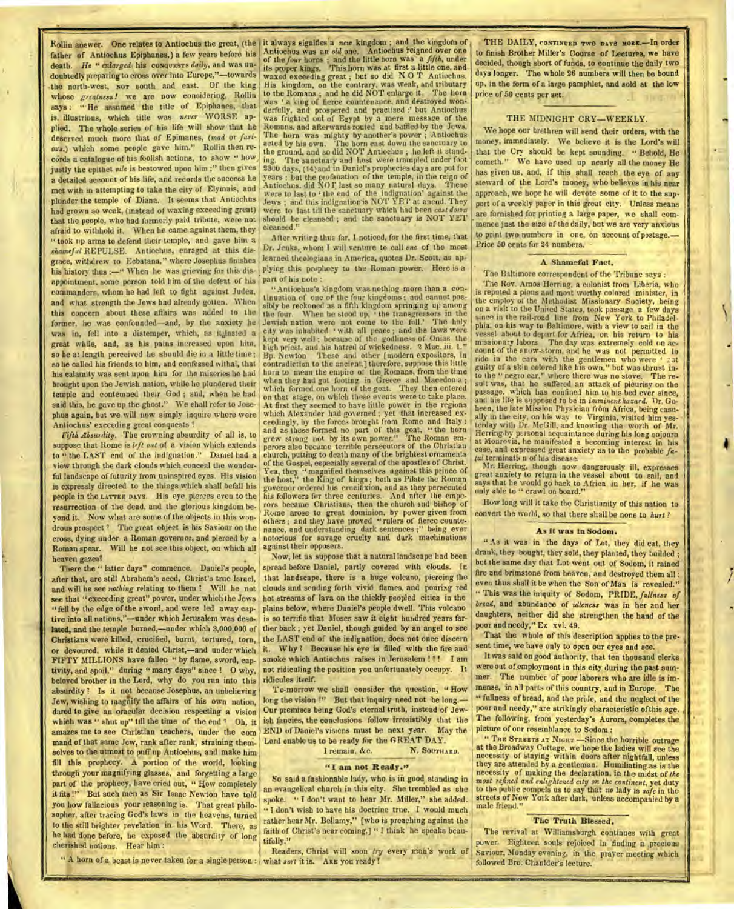Rollin answer. One relates to Antiochus the great, (the father of Antiochus Epiphanes,) a few years before his death. *He "enlarged* his CONQUESTS *daily*, and was undoubtedly preparing to cross over into Europe,"—towards the north-west, NOT south and east. Of the king whose *greatness!* we are now considering, Rollin says: "He assumed the title of Epiphanes, that is, illustrious, which title was *never* WORSE applied. The whole series of his life will show that he deserved much more that of Epimanes, (*mad* or *furious*,) which some people gave him." Rollin then records a catalogue of his foolish actions, to show "how justly the epithet *vile* is bestowed upon him;" then gives a detailed account of his life, and records the success he met with in attempting to take the city of Elymais, and plunder the temple of Diana. It seems that Antiochus had grown so weak, (instead of waxing exceeding great) that the people, who had formerly paid tribute, were not afraid to withhold it. When he came against them, they "took up arms to defend their temple, and gave him a *shameful* REPULSE. Antiochus, enraged at this disgrace, withdrew to Ecbatana," where Josephus finishes his history thus:—"When he was grieving for this disappointment, some person told him of the defeat of his commanders, whom he had left to fight against Judea, and what strength the Jews had already gotten. When this concern about these affairs was added to the former, he was confounded—and, by the anxiety he was in, fell into a distemper, which, as it lasted a great while, and, as his pains increased upon him, so he at length perceived he should die in a little time; so he called his friends to him, and confessed withal, that his calamity was sent upon him for the miseries he had brought upon the Jewish nation, while he plundered their temple and contemned their God; and, when he had said this, he gave up the ghost." We shall refer to Josephus again, but we will now simply inquire where were Antiochus' exceeding great conquests?

*Fifth Absurdity.* The crowning absurdity of all is, to suppose that Rome is *left out* of a vision which extends to "the LAST end of the indignation." Daniel had a view through the dark clouds which conceal the wonderful landscape of futurity from uninspired eyes. His vision is expressly directed to the things which shall befall his people in the LATTER DAYS. His eye pierces even to the resurrection of the dead, and the glorious kingdom beyond it. Now what are some of the objects in this wondrous prospect? The great object is his Saviour on the cross, dying under a Roman governor, and pierced by a Roman spear. Will he not see this object, on which all heaven gazes!

There the "latter days" commence. Daniel's people, after that, are still Abraham's seed, Christ's true Israel, and will he see *nothing* relating to them? Will he not see that "exceeding great" power, under which the Jews "fell by the edge of the sword, and were led away captive into all nations,"—under which Jerusalem was desolated, and the temple burned,—under which 3,000,000 of Christians were killed, crucified, burnt, tortured, torn, or devoured, while it denied Christ,—and under which FIFTY MILLIONS have fallen "by flame, sword, captivity, and spoil," during "many days" since? O why, beloved brother in the Lord, why do you run into this absurdity? Is it not because Josephus, an unbelieving Jew, wishing to magnify the affairs of his own nation, dared to give an oracular decision respecting a vision which was "shut up" till the time of the end? Oh, it amazes me to see Christian teachers, under the command of that same Jew, rank after rank, straining themselves to the utmost to puff up Antiochus, and make him fill this prophecy. A portion of the world, looking through your magnifying glasses, and forgetting a large part of the prophecy, have cried out, "How completely it fits!" But such men as Sir Isaac Newton have told you how fallacious your reasoning is. That great philosopher, after tracing God's laws in the heavens, turned to the still brighter revelation in his Word. There, as he had done before, he exposed the absurdity of long cherished notions. Hear him:

"A horn of a beast is never taken for a single person: it always signifies a *new* kingdom; and the kingdom of Antiochus was an *old* one. Antiochus reigned over one of the *four* horns; and the little horn was a *fifth*, under its proper kings. This horn was at first a little one, and waxed exceeding great; but so did NOT Antiochus. His kingdom, on the contrary, was weak, and tributary to the Romans; and he did NOT enlarge it. The horn was 'a king of fierce countenance, and destroyed wonderfully, and prospered and practised:' but Antiochus was frighted out of Egypt by a mere message of the Romans, and afterwards routed and baffled by the Jews. The horn was mighty by another's power; Antiochus acted by his own. The horn cast down the sanctuary to the ground, and so did NOT Antiochus; he left it standing. The sanctuary and host were trampled under foot 2300 days, (14;) and in Daniel's prophecies days are put for years: but the profanation of the temple, in the reign of Antiochus, did NOT last so many natural days. These were to last to 'the end of the indignation' against the Jews; and this indignation is NOT YET at an end. They were to last till the sanctuary which had been *cast down* should be cleansed; and the sanctuary is NOT YET cleansed."

After writing thus far, I noticed, for the first time, that Dr. Jenks, whom I will venture to call *one* of the most learned theologians in America, quotes Dr. Scott, as applying this prophecy to the Roman power. Here is a part of his note:

"Antiochus's kingdom was nothing more than a continuation of one of the four kingdoms; and cannot possibly be reckoned as a fifth kingdom springing up among the four. When he stood up, 'the transgressors in the Jewish nation were not come to the full.' The holy city was inhabited 'with all peace; and the laws were kept very well; because of the godliness of Onias the high priest, and his hatred of wickedness. 2 Mac. iii. 1.' Bp. Newton These and other [modern expositors, in contradiction to the ancient,] therefore, suppose this little horn to mean the empire of the Romans, from the time when they had got footing in Greece and Macedonia; which formed one horn of the goat. They then entered on that stage, on which these events were to take place. At first they seemed to have little power in the regions which Alexander had governed; yet that increased exceedingly, by the forces brought from Rome and Italy: and as these formed no part of this goat, "the horn grew strong not by its own power." The Roman emperors also became terrible persecutors of the Christian church, putting to death many of the brightest ornaments of the Gospel, especially several of the apostles of Christ. Yea, they "magnified themselves against this prince of the host," the King of kings; both as Pilate the Roman governor ordered his crucifixion, and as they persecuted his followers for three centuries. And after the emperors became Christians, then the church and bishop of Rome arose to great dominion, by power given from others; and they have proved "rulers of fierce countenance, and understanding dark sentences;" being ever notorious for savage cruelty and dark machinations against their opposers.

Now, let us suppose that a natural landscape had been spread before Daniel, partly covered with clouds. In that landscape, there is a huge volcano, piercing the clouds and sending forth vivid flames, and pouring red hot streams of lava on the thickly peopled cities in the plains below, where Daniel's people dwell. This volcano is so terrific that Moses saw it eight hundred years farther back; yet Daniel, though guided by an angel to see the LAST end of the indignation, does not once discern it. Why? Because his eye is filled with the fire and smoke which Antiochus raises in Jerusalem!!! I am not ridiculing the position you unfortunately occupy. It ridicules itself.

To-morrow we shall consider the question, "How long the vision?" But that inquiry need not be long.—Our premises being God's eternal truth, instead of Jewish fancies, the conclusions follow irresistibly that the END of Daniel's visions must be next year. May the Lord enable us to be ready for the GREAT DAY.

I remain, &c. N. SOUTHARD.

### "I am not Ready."

So said a fashionable lady, who is in good standing in an evangelical church in this city. She trembled as she spoke. "I don't want to hear Mr. Miller," she added. "I don't wish to have his doctrine true. I would much rather hear Mr. Bellamy," [who is preaching against the faith of Christ's near coming,] "I think he speaks beautifully."

Readers, Christ will soon *try* every man's work of what *sort* it is. ARE you ready?

THE DAILY, CONTINUED TWO DAYS MORE.—In order to finish Brother Miller's Course of Lectures, we have decided, though short of funds, to continue the daily two days longer. The whole 26 numbers will then be bound up, in the form of a large pamphlet, and sold at the low price of 50 cents per set.

### THE MIDNIGHT CRY—WEEKLY.

We hope our brethren will send their orders, with the money, immediately. We believe it is the Lord's will that the Cry should be kept sounding. "Behold, He cometh." We have used up nearly all the money He has given us, and, if this shall reach the eye of any steward of the Lord's money, who believes in his near approach, we hope he will devote some of it to the support of a weekly paper in this great city. Unless means are furnished for printing a large paper, we shall commence just the size of the daily, but we are very anxious to print two numbers in one, on account of postage.—Price 50 cents for 24 numbers.

### A Shameful Fact.

The Baltimore correspondent of the Tribune says:

The Rev. Amos Herring, a colonist from Liberia, who is reputed a pious and most worthy colored minister, in the employ of the Methodist Missionary Society, being on a visit to the United States, took passage a few days since in the rail-road line from New York to Philadelphia, on his way to Baltimore, with a view to sail in the vessel about to depart for Africa, on his return to his missionary labors. The day was extremely cold on account of the snow-storm, and he was not permitted to ride in the cars with the gentlemen who were 'not guilty of a skin colored like his own," but was thrust into the "negro car," where there was no stove. The result was, that he suffered an attack of pleurisy on the passage, which has confined him to his bed ever since, and his life is supposed to be in *imminent hazard*. Dr. Goheen, the late Mission Physician from Africa, being casually in the city, on his way to Virginia, visited him yesterday with Dr. McGill, and knowing the worth of Mr. Herring by personal acquaintance during his long sojourn at Monrovia, he manifested a becoming interest in his case, and expressed great anxiety as to the probable *fatal* termination of his disease.

Mr. Herring, though now dangerously ill, expresses great anxiety to return in the vessel about to sail, and says that he would go back to Africa in her, if he was only able to "crawl on board."

How long will it take the Christianity of this nation to convert the world, so that there shall be none to *hurt*?

### As it was in Sodom.

"As it was in the days of Lot, they did eat, they drank, they bought, they sold, they planted, they builded; but the same day that Lot went out of Sodom, it rained fire and brimstone from heaven, and destroyed them all: even thus shall it be when the Son of Man is revealed." "This was the iniquity of Sodom, PRIDE, *fullness of bread*, and abundance of *idleness* was in her and her daughters, neither did she strengthen the hand of the poor and needy," Ez. xvi. 49.

That the whole of this description applies to the present time, we have only to open our eyes and see.

It was said on good authority, that ten thousand clerks were out of employment in this city during the past summer. The number of poor laborers who are idle is immense, in all parts of this country, and in Europe. The "fullness of bread, and the pride, and the neglect of the poor and needy," are strikingly characteristic of this age. The following, from yesterday's Aurora, completes the picture of our resemblance to Sodom:

"THE STREETS AT NIGHT.—Since the horrible outrage at the Broadway Cottage, we hope the ladies will see the necessity of staying within doors after nightfall, unless they are attended by a gentleman. Humiliating as is the necessity of making the declaration, in the midst of *the most refined and enlightened city on the continent*, yet duty to the public compels us to say that *no* lady is *safe* in the streets of New York after dark, unless accompanied by a male friend."

### The Truth Blessed.

The revival at Williamsburgh continues with great power. Eighteen souls rejoiced in finding a precious Saviour, Monday evening, in the prayer meeting which followed Bro. Chandler's lecture.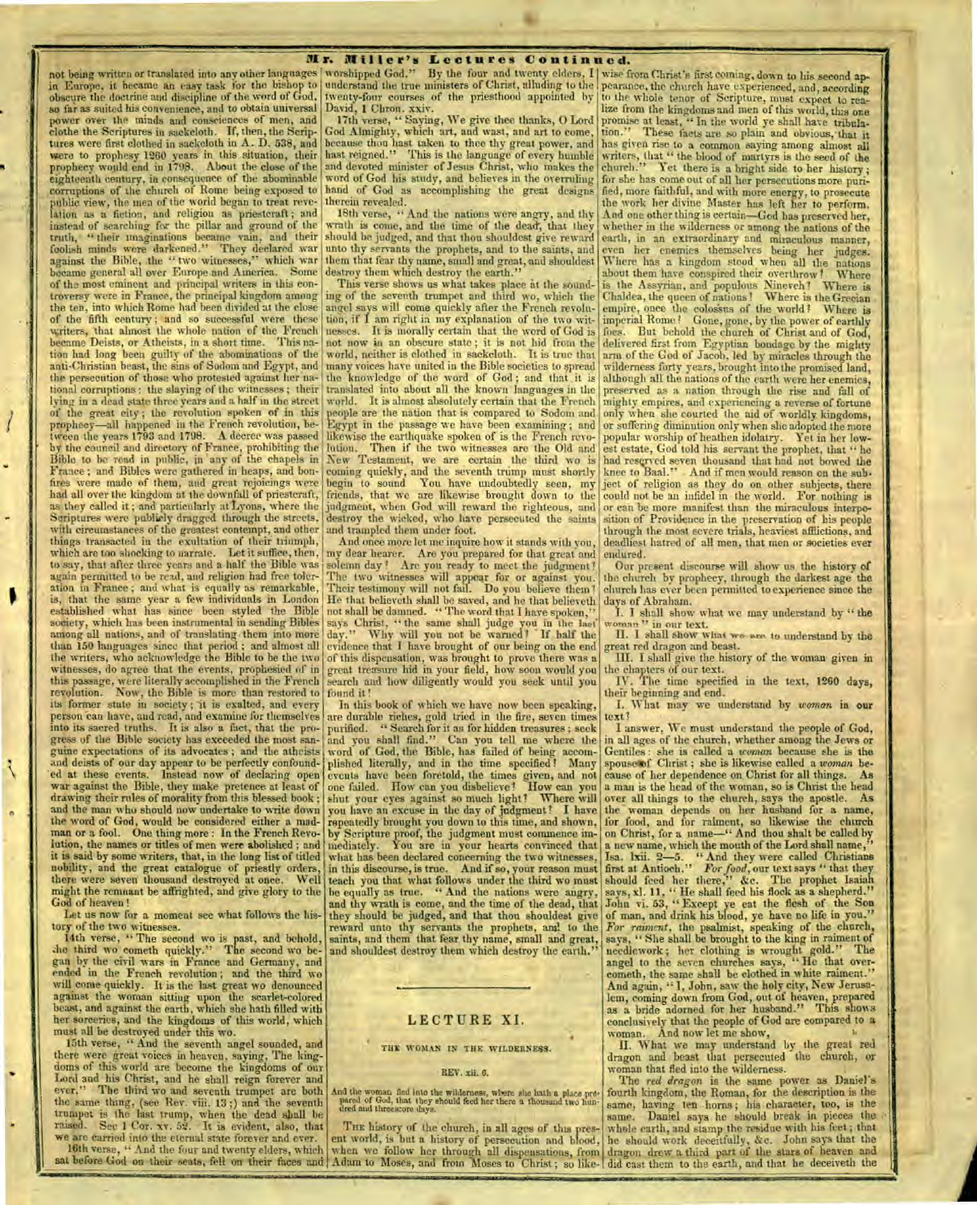not being written or translated into any other languages in Europe, it became an easy task for the bishop to obscure the doctrine and discipline of the word of God, so far as suited his convenience, and to obtain universal power over the minds and consciences of men, and clothe the Scriptures in sackcloth. If, then, the Scriptures were first clothed in sackcloth in A. D. 538, and were to prophesy 1260 years in this situation, their prophecy would end in 1798. About the close of the eighteenth century, in consequence of the abominable corruptions of the church of Rome being exposed to public view, the men of the world began to treat revelation as a fiction, and religion as priestcraft; and instead of searching for the pillar and ground of the truth, "their imaginations became vain, and their foolish minds were darkened." They declared war against the Bible, the "two witnesses," which war became general all over Europe and America. Some of the most eminent and principal writers in this controversy were in France, the principal kingdom among the ten, into which Rome had been divided at the close of the fifth century; and so successful were these writers, that almost the whole nation of the French became Deists, or Atheists, in a short time. This nation had long been guilty of the abominations of the anti-Christian beast, the sins of Sodom and Egypt, and the persecution of those who protested against her national corruptions: the slaying of the witnesses; their lying in a dead state three years and a half in the street of the great city; the revolution spoken of in this prophecy—all happened in the French revolution, between the years 1793 and 1798. A decree was passed by the council and directory of France, prohibiting the Bible to be read in public, in any of the chapels in France; and Bibles were gathered in heaps, and bonfires were made of them, and great rejoicings were had all over the kingdom at the downfall of priestcraft, as they called it; and particularly at Lyons, where the Scriptures were publicly dragged through the streets, with circumstances of the greatest contempt, and other things transacted in the exultation of their triumph, which are too shocking to narrate. Let it suffice, then, to say, that after three years and a half the Bible was again permitted to be read, and religion had free toleration in France; and what is equally as remarkable, is, that the same year a few individuals in London established what has since been styled the Bible society, which has been instrumental in sending Bibles among all nations, and of translating them into more than 150 languages since that period; and almost all the writers, who acknowledge the Bible to be the two witnesses, do agree that the events, prophesied of in this passage, were literally accomplished in the French revolution. Now, the Bible is more than restored to its former state in society; it is exalted, and every person can have, and read, and examine for themselves into its sacred truths. It is also a fact, that the progress of the Bible society has exceeded the most sanguine expectations of its advocates; and the atheists and deists of our day appear to be perfectly confounded at these events. Instead now of declaring open war against the Bible, they make pretence at least of drawing their rules of morality from this blessed book; and the man who should now undertake to write down the word of God, would be considered either a madman or a fool. One thing more: In the French Revolution, the names or titles of men were abolished; and it is said by some writers, that, in the long list of titled nobility, and the great catalogue of priestly orders, there were seven thousand destroyed at once. Well might the remnant be affrighted, and give glory to the God of heaven!

Let us now for a moment see what follows the history of the two witnesses.

14th verse, "The second wo is past, and behold, the third wo cometh quickly." The second wo began by the civil wars in France and Germany, and ended in the French revolution; and the third wo will come quickly. It is the last great wo denounced against the woman sitting upon the scarlet-colored beast, and against the earth, which she hath filled with her sorceries, and the kingdoms of this world, which must all be destroyed under this wo.

15th verse, "And the seventh angel sounded, and there were great voices in heaven, saying, The kingdoms of this world are become the kingdoms of our Lord and his Christ, and he shall reign forever and ever." The third wo and seventh trumpet are both the same thing, (see Rev. viii. 13;) and the seventh trumpet is the last trump, when the dead shall be raised. See 1 Cor. xv. 52. It is evident, also, that we are carried into the eternal state forever and ever.

16th verse, "And the four and twenty elders, which sat before God on their seats, fell on their faces and worshipped God." By the four and twenty elders, I understand the true ministers of Christ, alluding to the twenty-four courses of the priesthood appointed by David, 1 Chron. xxiv.

17th verse, "Saying, We give thee thanks, O Lord God Almighty, which art, and wast, and art to come, because thou hast taken to thee thy great power, and hast reigned." This is the language of every humble and devoted minister of Jesus Christ, who makes the word of God his study, and believes in the overruling hand of God as accomplishing the great designs therein revealed.

18th verse, "And the nations were angry, and thy wrath is come, and the time of the dead, that they should be judged, and that thou shouldest give reward unto thy servants the prophets, and to the saints, and them that fear thy name, small and great, and shouldest destroy them which destroy the earth."

This verse shows us what takes place at the sounding of the seventh trumpet and third wo, which the angel says will come quickly after the French revolution, if I am right in my explanation of the two witnesses. It is morally certain that the word of God is not now in an obscure state; it is not hid from the world, neither is clothed in sackcloth. It is true that many voices have united in the Bible societies to spread the knowledge of the word of God; and that it is translated into about all the known languages in the world. It is almost absolutely certain that the French people are the nation that is compared to Sodom and Egypt in the passage we have been examining; and likewise the earthquake spoken of is the French revolution. Then if the two witnesses are the Old and New Testament, we are certain the third wo is coming quickly, and the seventh trump must shortly begin to sound. You have undoubtedly seen, my friends, that we are likewise brought down to the judgment, when God will reward the righteous, and destroy the wicked, who have persecuted the saints and trampled them under foot.

And once more let me inquire how it stands with you, my dear hearer. Are you prepared for that great and solemn day? Are you ready to meet the judgment? The two witnesses will appear for or against you. Their testimony will not fail. Do you believe them? He that believeth shall be saved, and he that believeth not shall be damned. "The word that I have spoken," says Christ, "the same shall judge you in the last day." Why will you not be warned? If half the evidence that I have brought of our being on the end of this dispensation, was brought to prove there was a great treasure hid in your field, how soon would you search and how diligently would you seek until you found it!

In this book of which we have now been speaking, are durable riches, gold tried in the fire, seven times purified. "Search for it as for hidden treasures; seek and you shall find." Can you tell me where the word of God, the Bible, has failed of being accomplished literally, and in the time specified? Many events have been foretold, the times given, and not one failed. How can you disbelieve? How can you shut your eyes against so much light? Where will you have an excuse in the day of judgment? I have repeatedly brought you down to this time, and shown, by Scripture proof, the judgment must commence immediately. You are in your hearts convinced that what has been declared concerning the two witnesses, in this discourse, is true. And if so, your reason must teach you that what follows under the third wo must be equally as true. "And the nations were angry, and thy wrath is come, and the time of the dead, that they should be judged, and that thou shouldest give reward unto thy servants the prophets, and to the saints, and them that fear thy name, small and great, and shouldest destroy them which destroy the earth."

## LECTURE XI.

### THE WOMAN IN THE WILDERNESS.

REV. xii. 6.

And the woman fled into the wilderness, where she hath a place prepared of God, that they should feed her there a thousand two hundred and threescore days.

The history of the church, in all ages of this present world, is but a history of persecution and blood, when we follow her through all dispensations, from Adam to Moses, and from Moses to Christ; so likewise from Christ's first coming, down to his second appearance, the church have experienced, and, according to the whole tenor of Scripture, must expect to realize from the kingdoms and men of this world, this one promise at least, "In the world ye shall have tribulation." These facts are so plain and obvious, that it has given rise to a common saying among almost all writers, that "the blood of martyrs is the seed of the church." Yet there is a bright side to her history; for she has come out of all her persecutions more purified, more faithful, and with more energy, to prosecute the work her divine Master has left her to perform. And one other thing is certain—God has preserved her, whether in the wilderness or among the nations of the earth, in an extraordinary and miraculous manner, even her enemies themselves being her judges. Where has a kingdom stood when all the nations about them have conspired their overthrow? Where is the Assyrian, and populous Nineveh? Where is Chaldea, the queen of nations? Where is the Grecian empire, once the colossus of the world? Where is imperial Rome? Gone, gone, by the power of earthly foes. But behold the church of Christ and of God, delivered first from Egyptian bondage by the mighty arm of the God of Jacob, led by miracles through the wilderness forty years, brought into the promised land, although all the nations of the earth were her enemies, preserved as a nation through the rise and fall of mighty empires, and experiencing a reverse of fortune only when she courted the aid of worldly kingdoms, or suffering diminution only when she adopted the more popular worship of heathen idolatry. Yet in her lowest estate, God told his servant the prophet, that "he had reserved seven thousand that had not bowed the knee to Baal." And if men would reason on the subject of religion as they do on other subjects, there could not be an infidel in the world. For nothing is or can be more manifest than the miraculous interposition of Providence in the preservation of his people through the most severe trials, heaviest afflictions, and deadliest hatred of all men, that men or societies ever endured.

Our present discourse will show us the history of the church by prophecy, through the darkest age the church has ever been permitted to experience since the days of Abraham.

I. I shall show what we may understand by "the woman" in our text.

II. I shall show what we are to understand by the great red dragon and beast.

III. I shall give the history of the woman given in the chapters of our text.

IV. The time specified in the text, 1260 days, their beginning and end.

I. What may we understand by *woman* in our text?

I answer, We must understand the people of God, in all ages of the church, whether among the Jews or Gentiles: she is called a *woman* because she is the spouse of Christ; she is likewise called a *woman* because of her dependence on Christ for all things. As a man is the head of the woman, so is Christ the head over all things to the church, says the apostle. As the woman depends on her husband for a name, for food, and for raiment, so likewise the church on Christ, for a name—"And thou shalt be called by a new name, which the mouth of the Lord shall name," Isa. lxii. 2—5. "And they were called Christians first at Antioch." *For food*, our text says "that they should feed her there," &c. The prophet Isaiah says, xl. 11, "He shall feed his flock as a shepherd." John vi. 53, "Except ye eat the flesh of the Son of man, and drink his blood, ye have no life in you." *For raiment*, the psalmist, speaking of the church, says, "She shall be brought to the king in raiment of needlework; her clothing is wrought gold." The angel to the seven churches says, "He that overcometh, the same shall be clothed in white raiment." And again, "I, John, saw the holy city, New Jerusalem, coming down from God, out of heaven, prepared as a bride adorned for her husband." This shows conclusively that the people of God are compared to a woman. And now let me show,

II. What we may understand by the great red dragon and beast that persecuted the church, or woman that fled into the wilderness.

The *red dragon* is the same power as Daniel's fourth kingdom, the Roman, for the description is the same, having ten horns; his character, too, is the same. Daniel says he should break in pieces the whole earth, and stamp the residue with his feet; that he should work deceitfully, &c. John says that the dragon drew a third part of the stars of heaven and did cast them to the earth, and that he deceiveth the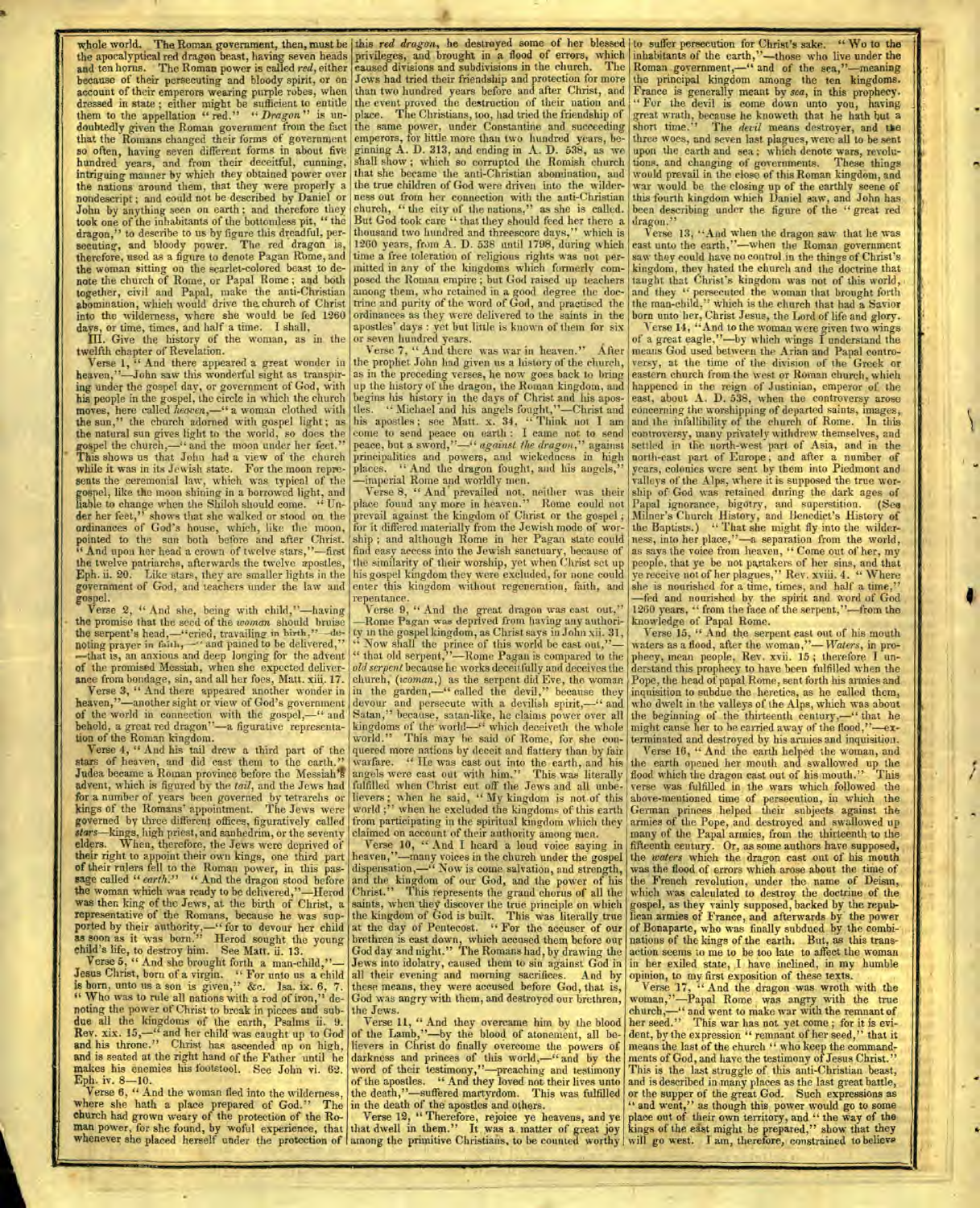whole world. The Roman government, then, must be the apocalyptical red dragon beast, having seven heads and ten horns. The Roman power is called *red*, either because of their persecuting and bloody spirit, or on account of their emperors wearing purple robes, when dressed in state; either might be sufficient to entitle them to the appellation "red." "*Dragon*" is undoubtedly given the Roman government from the fact that the Romans changed their forms of government so often, having seven different forms in about five hundred years, and from their deceitful, cunning, intriguing manner by which they obtained power over the nations around them, that they were properly a nondescript; and could not be described by Daniel or John by anything seen on earth; and therefore they took one of the inhabitants of the bottomless pit, "the dragon," to describe to us by figure this dreadful, persecuting, and bloody power. The red dragon is, therefore, used as a figure to denote Pagan Rome, and the woman sitting on the scarlet-colored beast to denote the church of Rome, or Papal Rome; and both together, civil and Papal, make the anti-Christian abomination, which would drive the church of Christ into the wilderness, where she would be fed 1260 days, or time, times, and half a time. I shall,

III. Give the history of the woman, as in the twelfth chapter of Revelation.

Verse 1, "And there appeared a great wonder in heaven,"—John saw this wonderful sight as transpiring under the gospel day, or government of God, with his people in the gospel, the circle in which the church moves, here called *heaven*,—"a woman clothed with the sun," the church adorned with gospel light; as the natural sun gives light to the world, so does the gospel the church,—"and the moon under her feet." This shows us that John had a view of the church while it was in its Jewish state. For the moon represents the ceremonial law, which was typical of the gospel, like the moon shining in a borrowed light, and liable to change when the Shiloh should come. "Under her feet," shows that she walked or stood on the ordinances of God's house, which, like the moon, pointed to the sun both before and after Christ. "And upon her head a crown of twelve stars,"—first the twelve patriarchs, afterwards the twelve apostles, Eph. ii. 20. Like stars, they are smaller lights in the government of God, and teachers under the law and gospel.

Verse 2, "And she, being with child,"—having the promise that the seed of the *woman* should bruise the serpent's head,—"cried, travailing in birth,"—denoting prayer in faith,—"and pained to be delivered," —that is, an anxious and deep longing for the advent of the promised Messiah, when she expected deliverance from bondage, sin, and all her foes, Matt. xiii. 17.

Verse 3, "And there appeared another wonder in heaven,"—another sight or view of God's government of the world in connection with the gospel,—"and behold, a great red dragon"—a figurative representation of the Roman kingdom.

Verse 4, "And his tail drew a third part of the stars of heaven, and did cast them to the earth." Judea became a Roman province before the Messiah's advent, which is figured by the *tail*, and the Jews had for a number of years been governed by tetrarchs or kings of the Romans' appointment. The Jews were governed by three different offices, figuratively called *stars*—kings, high priest, and sanhedrim, or the seventy elders. When, therefore, the Jews were deprived of their right to appoint their own kings, one third part of their rulers fell to the Roman power, in this passage called "*earth*." "And the dragon stood before the woman which was ready to be delivered,"—Herod was then king of the Jews, at the birth of Christ, a representative of the Romans, because he was supported by their authority,—"for to devour her child as soon as it was born." Herod sought the young child's life, to destroy him. See Matt. ii. 13.

Verse 5, "And she brought forth a man-child,"—Jesus Christ, born of a virgin. "For unto us a child is born, unto us a son is given," &c. Isa. ix. 6, 7. "Who was to rule all nations with a rod of iron," denoting the power of Christ to break in pieces and subdue all the kingdoms of the earth, Psalms ii. 9. Rev. xix. 15,—"and her child was caught up to God and his throne." Christ has ascended up on high, and is seated at the right hand of the Father until he makes his enemies his footstool. See John vi. 62. Eph. iv. 8—10.

Verse 6, "And the woman fled into the wilderness, where she hath a place prepared of God." The church had grown weary of the protection of the Roman power, for she found, by woful experience, that whenever she placed herself under the protection of this *red dragon*, he destroyed some of her blessed privileges, and brought in a flood of errors, which caused divisions and subdivisions in the church. The Jews had tried their friendship and protection for more than two hundred years before and after Christ, and the event proved the destruction of their nation and place. The Christians, too, had tried the friendship of the same power, under Constantine and succeeding emperors, for little more than two hundred years, beginning A. D. 313, and ending in A. D. 538, as we shall show; which so corrupted the Romish church that she became the anti-Christian abomination, and the true children of God were driven into the wilderness out from her connection with the anti-Christian church, "the city of the nations," as she is called. But God took care "that they should feed her there a thousand two hundred and threescore days," which is 1260 years, from A. D. 538 until 1798, during which time a free toleration of religious rights was not permitted in any of the kingdoms which formerly composed the Roman empire; but God raised up teachers among them, who retained in a good degree the doctrine and purity of the word of God, and practised the ordinances as they were delivered to the saints in the apostles' days: yet but little is known of them for six or seven hundred years.

Verse 7, "And there was war in heaven." After the prophet John had given us a history of the church, as in the preceding verses, he now goes back to bring up the history of the dragon, the Roman kingdom, and begins his history in the days of Christ and his apostles. "Michael and his angels fought,"—Christ and his apostles; see Matt. x. 34, "Think not I am come to send peace on earth: I came not to send peace, but a sword,"—"*against the dragon*," against principalities and powers, and wickedness in high places. "And the dragon fought, and his angels," —imperial Rome and worldly men.

Verse 8, "And prevailed not, neither was their place found any more in heaven." Rome could not prevail against the kingdom of Christ or the gospel; for it differed materially from the Jewish mode of worship; and although Rome in her Pagan state could find easy access into the Jewish sanctuary, because of the similarity of their worship, yet when Christ set up his gospel kingdom they were excluded, for none could enter this kingdom without regeneration, faith, and repentance.

Verse 9, "And the great dragon was cast out," —Rome Pagan was deprived from having any authority in the gospel kingdom, as Christ says in John xii. 31, "Now shall the prince of this world be cast out,"— "that old serpent,"—Rome Pagan is compared to the *old serpent* because he works deceitfully and deceives the church, (*woman*,) as the serpent did Eve, the woman in the garden,—"called the devil," because they devour and persecute with a devilish spirit,—"and Satan," because, satan-like, he claims power over all kingdoms of the world—"which deceiveth the whole world." This may be said of Rome, for she conquered more nations by deceit and flattery than by fair warfare. "He was cast out into the earth, and his angels were cast out with him." This was literally fulfilled when Christ cut off the Jews and all unbelievers; when he said, "My kingdom is not of this world;" when he excluded the kingdoms of this earth from participating in the spiritual kingdom which they claimed on account of their authority among men.

Verse 10, "And I heard a loud voice saying in heaven,"—many voices in the church under the gospel dispensation,—"Now is come salvation, and strength, and the kingdom of our God, and the power of his Christ." This represents the grand chorus of all the saints, when they discover the true principle on which the kingdom of God is built. This was literally true at the day of Pentecost. "For the accuser of our brethren is cast down, which accused them before our God day and night." The Romans had, by drawing the Jews into idolatry, caused them to sin against God in all their evening and morning sacrifices. And by these means, they were accused before God, that is, God was angry with them, and destroyed our brethren, the Jews.

Verse 11, "And they overcame him by the blood of the Lamb,"—by the blood of atonement, all believers in Christ do finally overcome the powers of darkness and princes of this world,—"and by the word of their testimony,"—preaching and testimony of the apostles. "And they loved not their lives unto the death,"—suffered martyrdom. This was fulfilled in the death of the apostles and others.

Verse 12, "Therefore, rejoice ye heavens, and ye that dwell in them." It was a matter of great joy among the primitive Christians, to be counted worthy to suffer persecution for Christ's sake. "Wo to the inhabitants of the earth,"—those who live under the Roman government,—"and of the sea,"—meaning the principal kingdom among the ten kingdoms. France is generally meant by *sea*, in this prophecy. "For the devil is come down unto you, having great wrath, because he knoweth that he hath but a short time." The *devil* means destroyer, and the three woes, and seven last plagues, were all to be sent upon the earth and sea; which denote wars, revolutions, and changing of governments. These things would prevail in the close of this Roman kingdom, and war would be the closing up of the earthly scene of this fourth kingdom which Daniel saw, and John has been describing under the figure of the "great red dragon."

Verse 13, "And when the dragon saw that he was cast unto the earth,"—when the Roman government saw they could have no control in the things of Christ's kingdom, they hated the church and the doctrine that taught that Christ's kingdom was not of this world, and they "persecuted the woman that brought forth the man-child," which is the church that had a Savior born unto her, Christ Jesus, the Lord of life and glory.

Verse 14, "And to the woman were given two wings of a great eagle,"—by which wings I understand the means God used between the Arian and Papal controversy, at the time of the division of the Greek or eastern church from the west or Roman church, which happened in the reign of Justinian, emperor of the east, about A. D. 538, when the controversy arose concerning the worshipping of departed saints, images, and the infallibility of the church of Rome. In this controversy, many privately withdrew themselves, and settled in the north-west part of Asia, and in the north-east part of Europe; and after a number of years, colonies were sent by them into Piedmont and valleys of the Alps, where it is supposed the true worship of God was retained during the dark ages of Papal ignorance, bigotry, and superstition. (See Milner's Church History, and Benedict's History of the Baptists.) "That she might fly into the wilderness, into her place,"—a separation from the world, as says the voice from heaven, "Come out of her, my people, that ye be not partakers of her sins, and that ye receive not of her plagues," Rev. xviii. 4. "Where she is nourished for a time, times, and half a time," —fed and nourished by the spirit and word of God 1260 years, "from the face of the serpent,"—from the knowledge of Papal Rome.

Verse 15, "And the serpent cast out of his mouth waters as a flood, after the woman,"—*Waters*, in prophecy, mean people, Rev. xvii. 15; therefore I understand this prophecy to have been fulfilled when the Pope, the head of papal Rome, sent forth his armies and inquisition to subdue the heretics, as he called them, who dwelt in the valleys of the Alps, which was about the beginning of the thirteenth century,—"that he might cause her to be carried away of the flood,"—exterminated and destroyed by his armies and inquisition.

Verse 16, "And the earth helped the woman, and the earth opened her mouth and swallowed up the flood which the dragon cast out of his mouth." This verse was fulfilled in the wars which followed the above-mentioned time of persecution, in which the German princes helped their subjects against the armies of the Pope, and destroyed and swallowed up many of the Papal armies, from the thirteenth to the fifteenth century. Or, as some authors have supposed, the *waters* which the dragon cast out of his mouth was the flood of errors which arose about the time of the French revolution, under the name of Deism, which was calculated to destroy the doctrine of the gospel, as they vainly supposed, backed by the republican armies of France, and afterwards by the power of Bonaparte, who was finally subdued by the combinations of the kings of the earth. But, as this transaction seems to me to be too late to affect the woman in her exiled state, I have inclined, in my humble opinion, to my first exposition of these texts.

Verse 17, "And the dragon was wroth with the woman,"—Papal Rome was angry with the true church,—"and went to make war with the remnant of her seed." This war has not yet come; for it is evident, by the expression "remnant of her seed," that it means the last of the church "who keep the commandments of God, and have the testimony of Jesus Christ." This is the last struggle of this anti-Christian beast, and is described in many places as the last great battle, or the supper of the great God. Such expressions as "and went," as though this power would go to some place out of their own territory, and "the way of the kings of the east might be prepared," show that they will go west. I am, therefore, constrained to believe